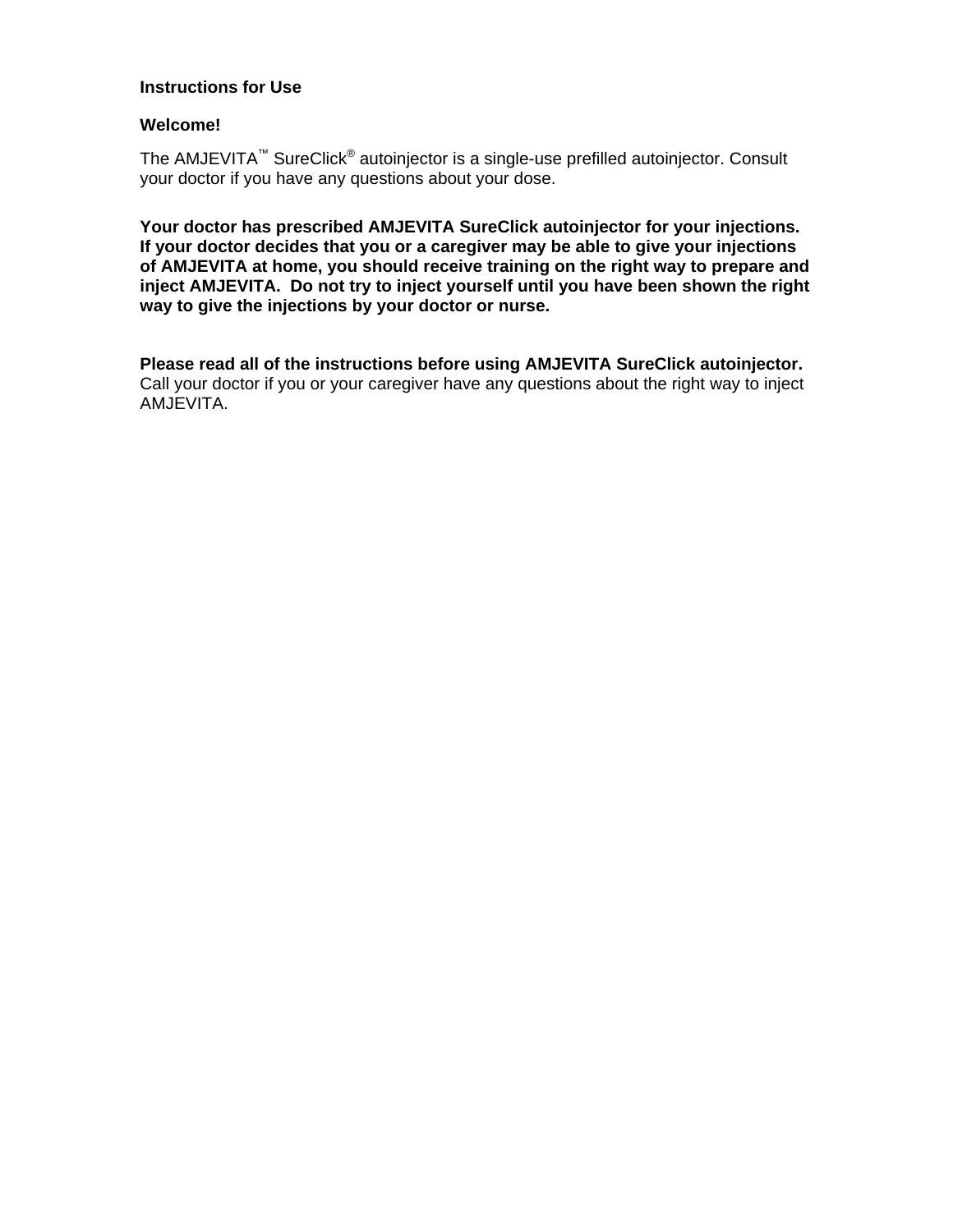**Instructions for Use**

**Welcome!**

The AMJEVITA™ SureClick® autoinjector is a single-use prefilled autoinjector. Consult your doctor if you have any questions about your dose.

**Your doctor has prescribed AMJEVITA SureClick autoinjector for your injections. If your doctor decides that you or a caregiver may be able to give your injections of AMJEVITA at home, you should receive training on the right way to prepare and inject AMJEVITA. Do not try to inject yourself until you have been shown the right way to give the injections by your doctor or nurse.**

**Please read all of the instructions before using AMJEVITA SureClick autoinjector.** Call your doctor if you or your caregiver have any questions about the right way to inject AMJEVITA.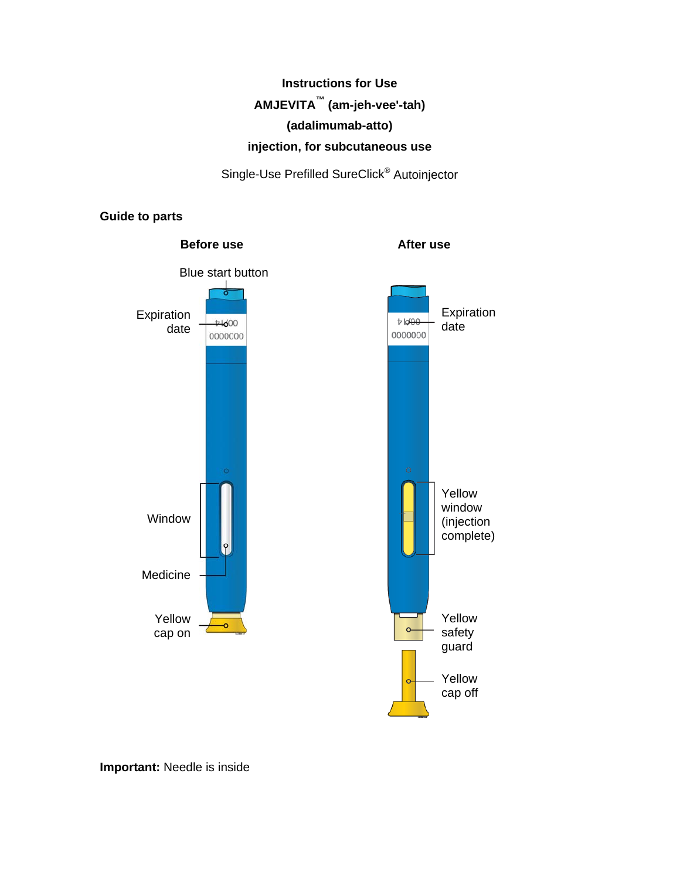**Instructions for Use**

**AMJEVITA™ (am-jeh-vee'-tah)**

**(adalimumab-atto)**

**injection, for subcutaneous use**

Single-Use Prefilled SureClick® Autoinjector

**Guide to parts**

**Before use**

Blue start button

Expiration date

Window

Medicine

Yellow cap on

**After use**

Expiration date

Yellow window (injection complete)

Yellow safety guard

Yellow cap off

**Important:** Needle is inside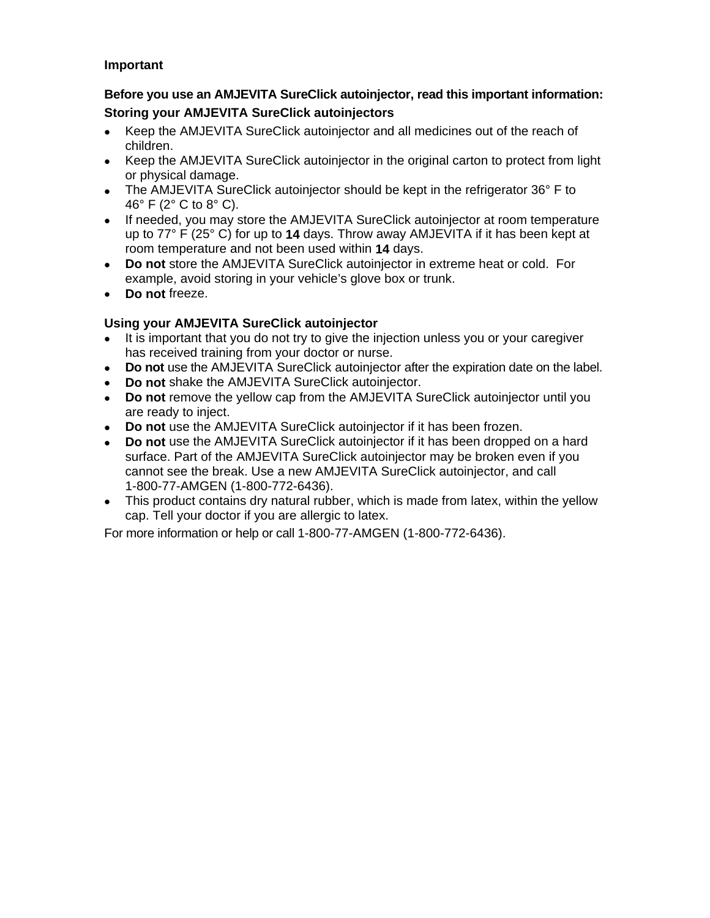**Important**

**Before you use an AMJEVITA SureClick autoinjector, read this important information:**

**Storing your AMJEVITA SureClick autoinjectors**

- Keep the AMJEVITA SureClick autoinjector and all medicines out of the reach of children.
- Keep the AMJEVITA SureClick autoinjector in the original carton to protect from light or physical damage.
- The AMJEVITA SureClick autoinjector should be kept in the refrigerator 36° F to 46° F (2° C to 8° C).
- If needed, you may store the AMJEVITA SureClick autoinjector at room temperature up to 77° F (25° C) for up to **14** days. Throw away AMJEVITA if it has been kept at room temperature and not been used within **14** days.
- **Do not** store the AMJEVITA SureClick autoinjector in extreme heat or cold. For example, avoid storing in your vehicle's glove box or trunk.
- **Do not** freeze.

**Using your AMJEVITA SureClick autoinjector**

- It is important that you do not try to give the injection unless you or your caregiver has received training from your doctor or nurse.
- **Do not** use the AMJEVITA SureClick autoinjector after the expiration date on the label.
- **Do not** shake the AMJEVITA SureClick autoinjector.
- **Do not** remove the yellow cap from the AMJEVITA SureClick autoinjector until you are ready to inject.
- **Do not** use the AMJEVITA SureClick autoinjector if it has been frozen.
- **Do not** use the AMJEVITA SureClick autoinjector if it has been dropped on a hard surface. Part of the AMJEVITA SureClick autoinjector may be broken even if you cannot see the break. Use a new AMJEVITA SureClick autoinjector, and call 1-800-77-AMGEN (1-800-772-6436).
- This product contains dry natural rubber, which is made from latex, within the yellow cap. Tell your doctor if you are allergic to latex.

For more information or help or call 1-800-77-AMGEN (1-800-772-6436).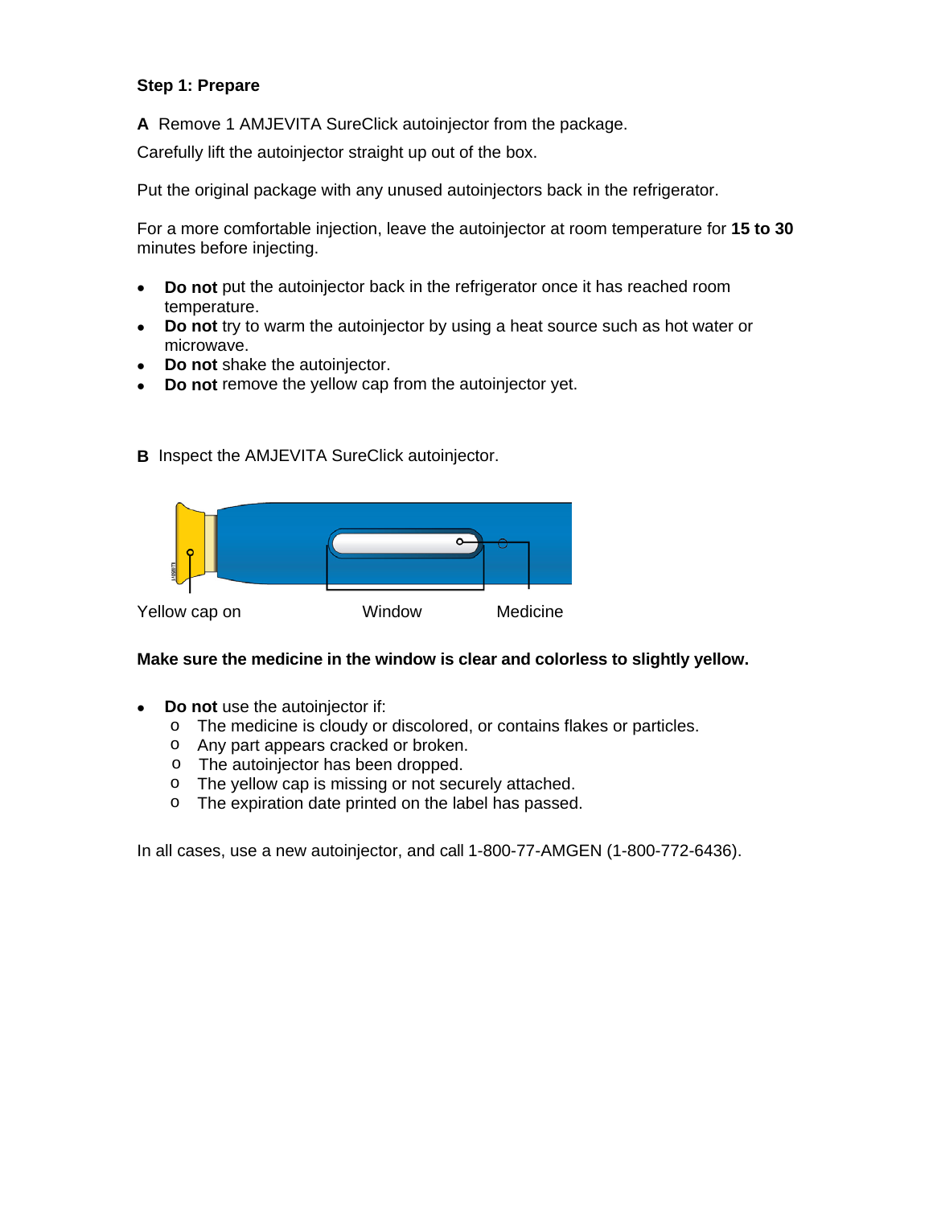**Step 1: Prepare**

**A** Remove 1 AMJEVITA SureClick autoinjector from the package.

Carefully lift the autoinjector straight up out of the box.

Put the original package with any unused autoinjectors back in the refrigerator.

For a more comfortable injection, leave the autoinjector at room temperature for **15 to 30** minutes before injecting.

- **Do not** put the autoinjector back in the refrigerator once it has reached room temperature.
- **Do not** try to warm the autoinjector by using a heat source such as hot water or microwave.
- **Do not** shake the autoinjector.
- **Do not** remove the yellow cap from the autoinjector yet.

**B** Inspect the AMJEVITA SureClick autoinjector.

Yellow cap on

Window

Medicine

**Make sure the medicine in the window is clear and colorless to slightly yellow.**

- **Do not** use the autoinjector if:
  - The medicine is cloudy or discolored, or contains flakes or particles.
  - Any part appears cracked or broken.
  - The autoinjector has been dropped.
  - The yellow cap is missing or not securely attached.
  - The expiration date printed on the label has passed.

In all cases, use a new autoinjector, and call 1-800-77-AMGEN (1-800-772-6436).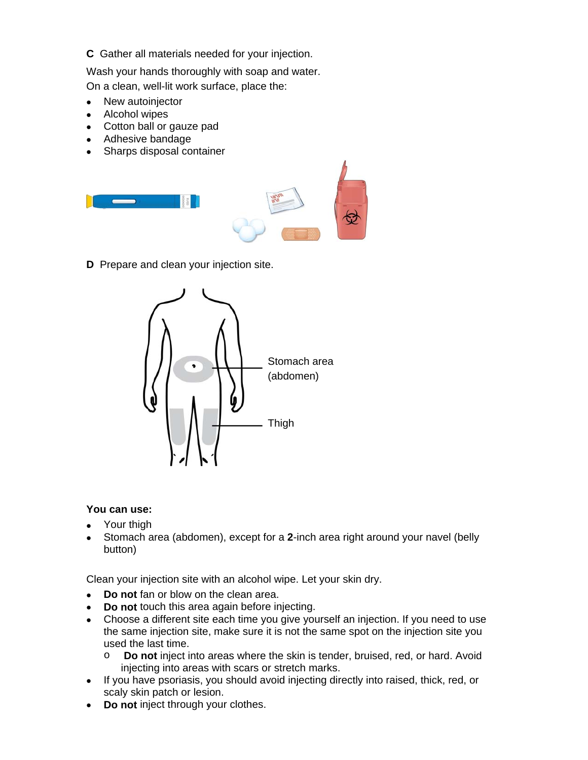**C** Gather all materials needed for your injection.

Wash your hands thoroughly with soap and water.

On a clean, well-lit work surface, place the:

- New autoinjector
- Alcohol wipes
- Cotton ball or gauze pad
- Adhesive bandage
- Sharps disposal container

**D** Prepare and clean your injection site.

Stomach area (abdomen)

Thigh

**You can use:**

- Your thigh
- Stomach area (abdomen), except for a **2**-inch area right around your navel (belly button)

Clean your injection site with an alcohol wipe. Let your skin dry.

- **Do not** fan or blow on the clean area.
- **Do not** touch this area again before injecting.
- Choose a different site each time you give yourself an injection. If you need to use the same injection site, make sure it is not the same spot on the injection site you used the last time.
    - **Do not** inject into areas where the skin is tender, bruised, red, or hard. Avoid injecting into areas with scars or stretch marks.
- If you have psoriasis, you should avoid injecting directly into raised, thick, red, or scaly skin patch or lesion.
- **Do not** inject through your clothes.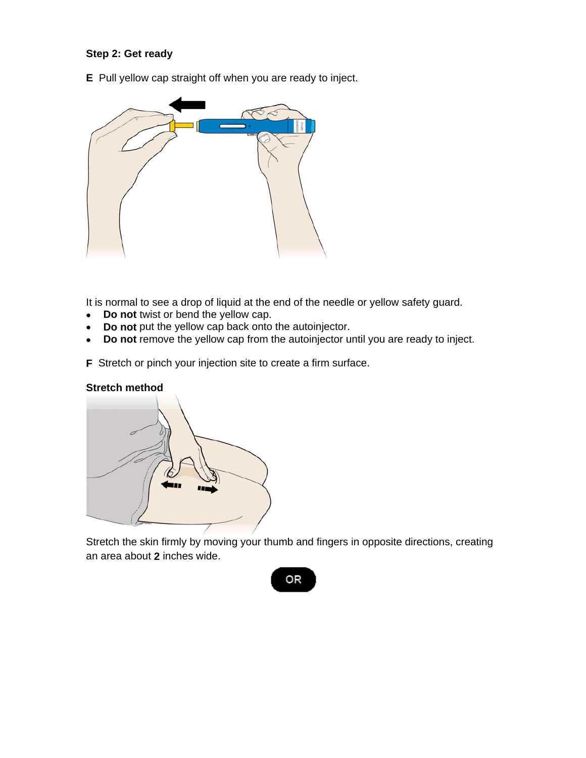**Step 2: Get ready**

**E** Pull yellow cap straight off when you are ready to inject.

It is normal to see a drop of liquid at the end of the needle or yellow safety guard.

- **Do not** twist or bend the yellow cap.
- **Do not** put the yellow cap back onto the autoinjector.
- **Do not** remove the yellow cap from the autoinjector until you are ready to inject.

**F** Stretch or pinch your injection site to create a firm surface.

**Stretch method**

Stretch the skin firmly by moving your thumb and fingers in opposite directions, creating an area about **2** inches wide.

OR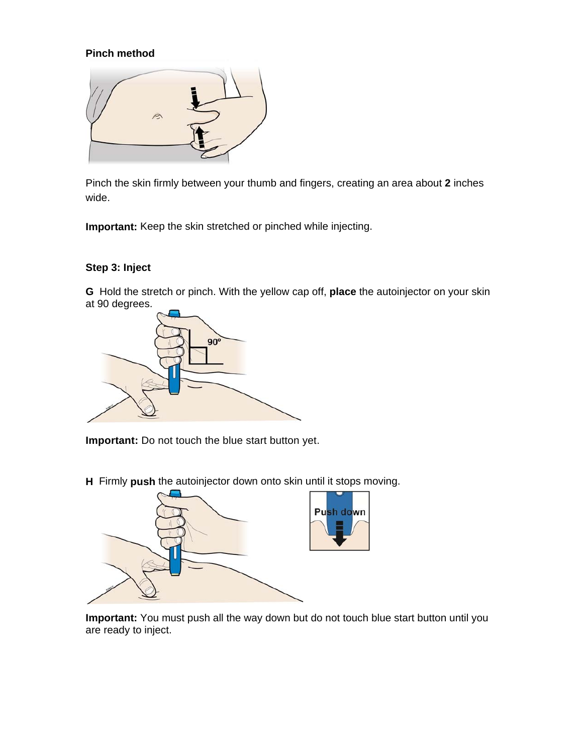**Pinch method**

Pinch the skin firmly between your thumb and fingers, creating an area about **2** inches wide.

**Important:** Keep the skin stretched or pinched while injecting.

**Step 3: Inject**

**G** Hold the stretch or pinch. With the yellow cap off, **place** the autoinjector on your skin at 90 degrees.

**Important:** Do not touch the blue start button yet.

**H** Firmly **push** the autoinjector down onto skin until it stops moving.

**Important:** You must push all the way down but do not touch blue start button until you are ready to inject.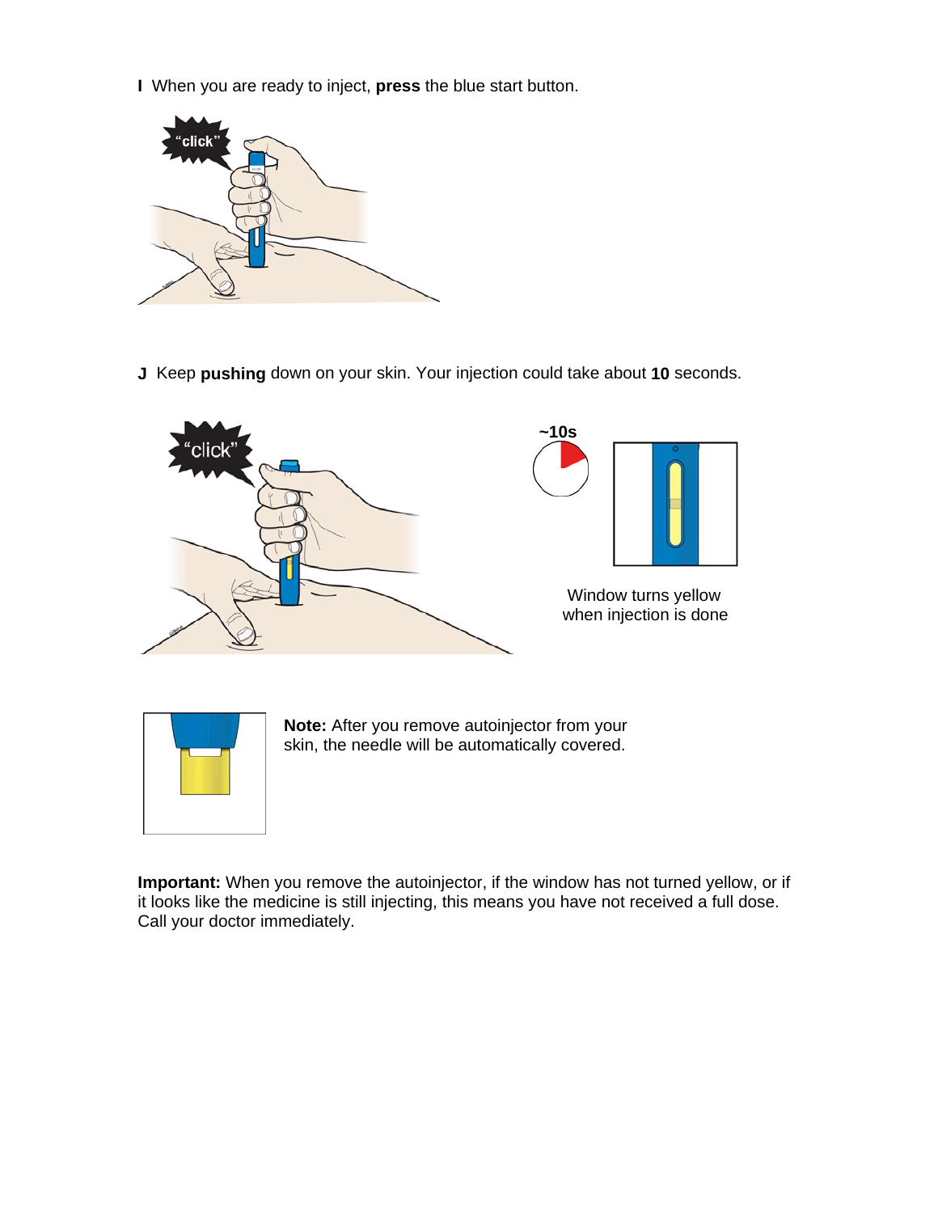**I** When you are ready to inject, **press** the blue start button.

“click”

**J** Keep **pushing** down on your skin. Your injection could take about **10** seconds.

“click”

~10s

Window turns yellow when injection is done

**Note:** After you remove autoinjector from your skin, the needle will be automatically covered.

**Important:** When you remove the autoinjector, if the window has not turned yellow, or if it looks like the medicine is still injecting, this means you have not received a full dose. Call your doctor immediately.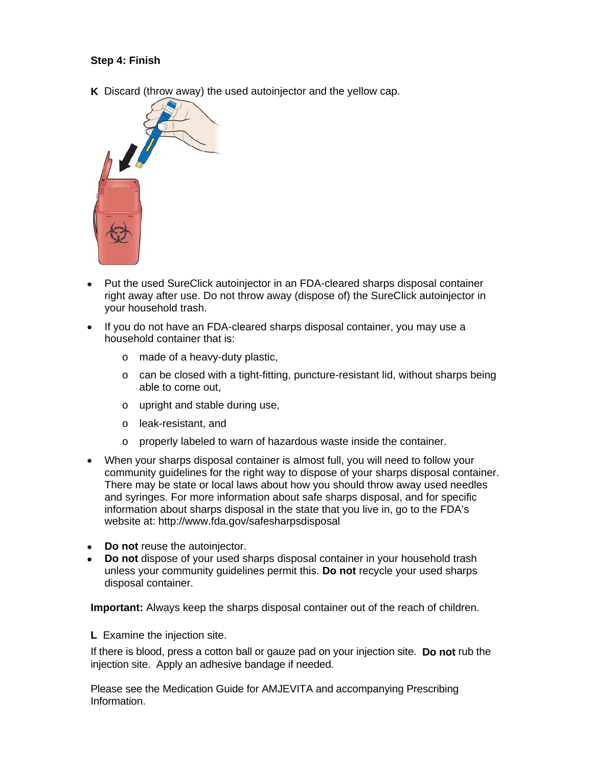**Step 4: Finish**

**K** Discard (throw away) the used autoinjector and the yellow cap.

- Put the used SureClick autoinjector in an FDA-cleared sharps disposal container right away after use. Do not throw away (dispose of) the SureClick autoinjector in your household trash.
- If you do not have an FDA-cleared sharps disposal container, you may use a household container that is:
    - made of a heavy-duty plastic,
    - can be closed with a tight-fitting, puncture-resistant lid, without sharps being able to come out,
    - upright and stable during use,
    - leak-resistant, and
    - properly labeled to warn of hazardous waste inside the container.
- When your sharps disposal container is almost full, you will need to follow your community guidelines for the right way to dispose of your sharps disposal container. There may be state or local laws about how you should throw away used needles and syringes. For more information about safe sharps disposal, and for specific information about sharps disposal in the state that you live in, go to the FDA's website at: http://www.fda.gov/safesharpsdisposal
- **Do not** reuse the autoinjector.
- **Do not** dispose of your used sharps disposal container in your household trash unless your community guidelines permit this. **Do not** recycle your used sharps disposal container.

**Important:** Always keep the sharps disposal container out of the reach of children.

**L** Examine the injection site.

If there is blood, press a cotton ball or gauze pad on your injection site. **Do not** rub the injection site. Apply an adhesive bandage if needed.

Please see the Medication Guide for AMJEVITA and accompanying Prescribing Information.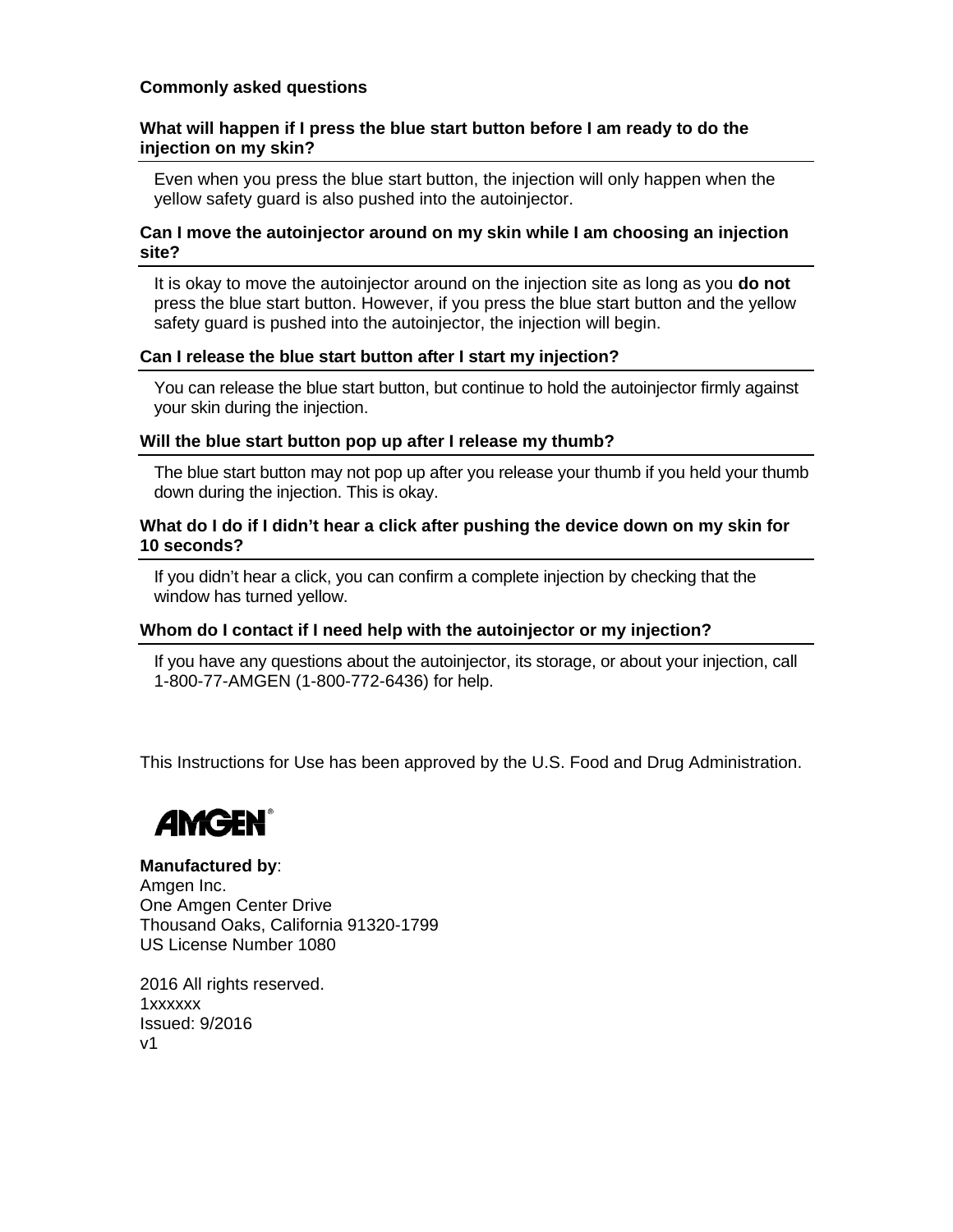**Commonly asked questions**

**What will happen if I press the blue start button before I am ready to do the injection on my skin?**

Even when you press the blue start button, the injection will only happen when the yellow safety guard is also pushed into the autoinjector.

**Can I move the autoinjector around on my skin while I am choosing an injection site?**

It is okay to move the autoinjector around on the injection site as long as you **do not** press the blue start button. However, if you press the blue start button and the yellow safety guard is pushed into the autoinjector, the injection will begin.

**Can I release the blue start button after I start my injection?**

You can release the blue start button, but continue to hold the autoinjector firmly against your skin during the injection.

**Will the blue start button pop up after I release my thumb?**

The blue start button may not pop up after you release your thumb if you held your thumb down during the injection. This is okay.

**What do I do if I didn't hear a click after pushing the device down on my skin for 10 seconds?**

If you didn't hear a click, you can confirm a complete injection by checking that the window has turned yellow.

**Whom do I contact if I need help with the autoinjector or my injection?**

If you have any questions about the autoinjector, its storage, or about your injection, call 1-800-77-AMGEN (1-800-772-6436) for help.

This Instructions for Use has been approved by the U.S. Food and Drug Administration.

AMGEN®

**Manufactured by**:
Amgen Inc.
One Amgen Center Drive
Thousand Oaks, California 91320-1799
US License Number 1080

2016 All rights reserved.
1xxxxxx
Issued: 9/2016
v1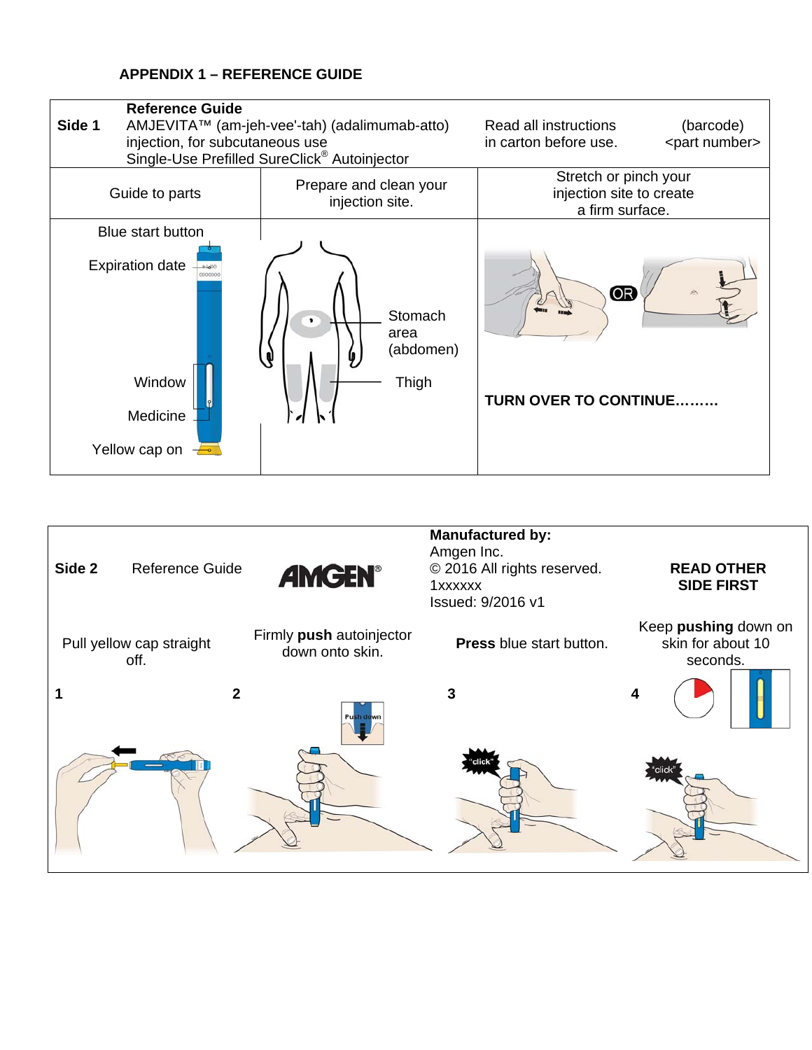## APPENDIX 1 – REFERENCE GUIDE

| **Side 1** | **Reference Guide** AMJEVITA™ (am-jeh-vee'-tah) (adalimumab-atto) injection, for subcutaneous use Single-Use Prefilled SureClick® Autoinjector | Read all instructions in carton before use. | (barcode) <part number> |
|---|---|---|---|
| Guide to parts | Prepare and clean your injection site. | Stretch or pinch your injection site to create a firm surface. | |
| Blue start button<br>Expiration date<br>Window<br>Medicine<br>Yellow cap on | Stomach area (abdomen)<br>Thigh | OR<br>**TURN OVER TO CONTINUE………** | |

| **Side 2** Reference Guide | AMGEN® | **Manufactured by:** Amgen Inc. © 2016 All rights reserved. 1xxxxxx Issued: 9/2016 v1 | **READ OTHER SIDE FIRST** |
|---|---|---|---|
| Pull yellow cap straight off. | Firmly **push** autoinjector down onto skin. | **Press** blue start button. | Keep **pushing** down on skin for about 10 seconds. |
| 1 | 2<br>Push down | 3<br>"click" | 4<br>"click" |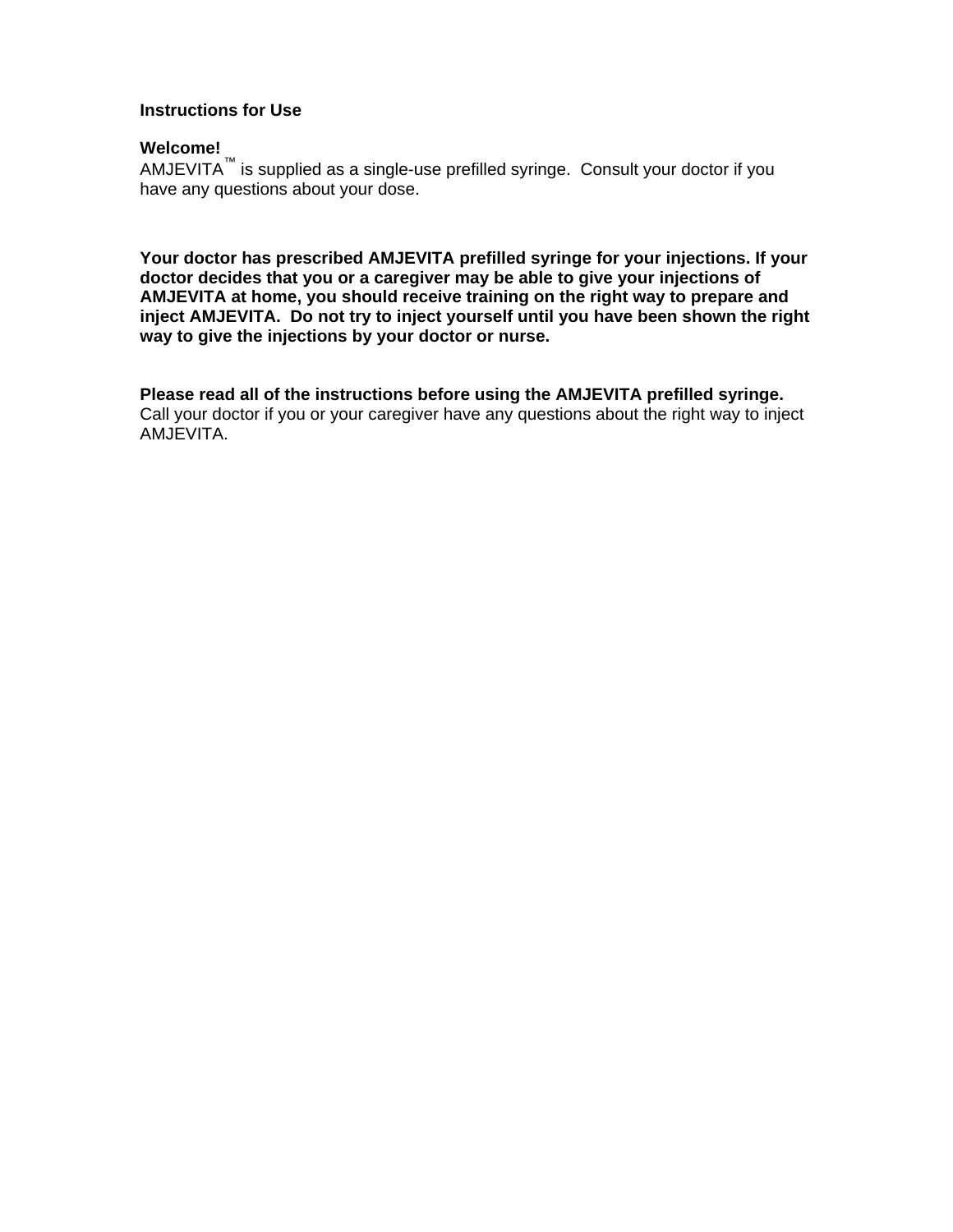## Instructions for Use

**Welcome!**
AMJEVITA™ is supplied as a single-use prefilled syringe. Consult your doctor if you have any questions about your dose.

**Your doctor has prescribed AMJEVITA prefilled syringe for your injections. If your doctor decides that you or a caregiver may be able to give your injections of AMJEVITA at home, you should receive training on the right way to prepare and inject AMJEVITA. Do not try to inject yourself until you have been shown the right way to give the injections by your doctor or nurse.**

**Please read all of the instructions before using the AMJEVITA prefilled syringe.** Call your doctor if you or your caregiver have any questions about the right way to inject AMJEVITA.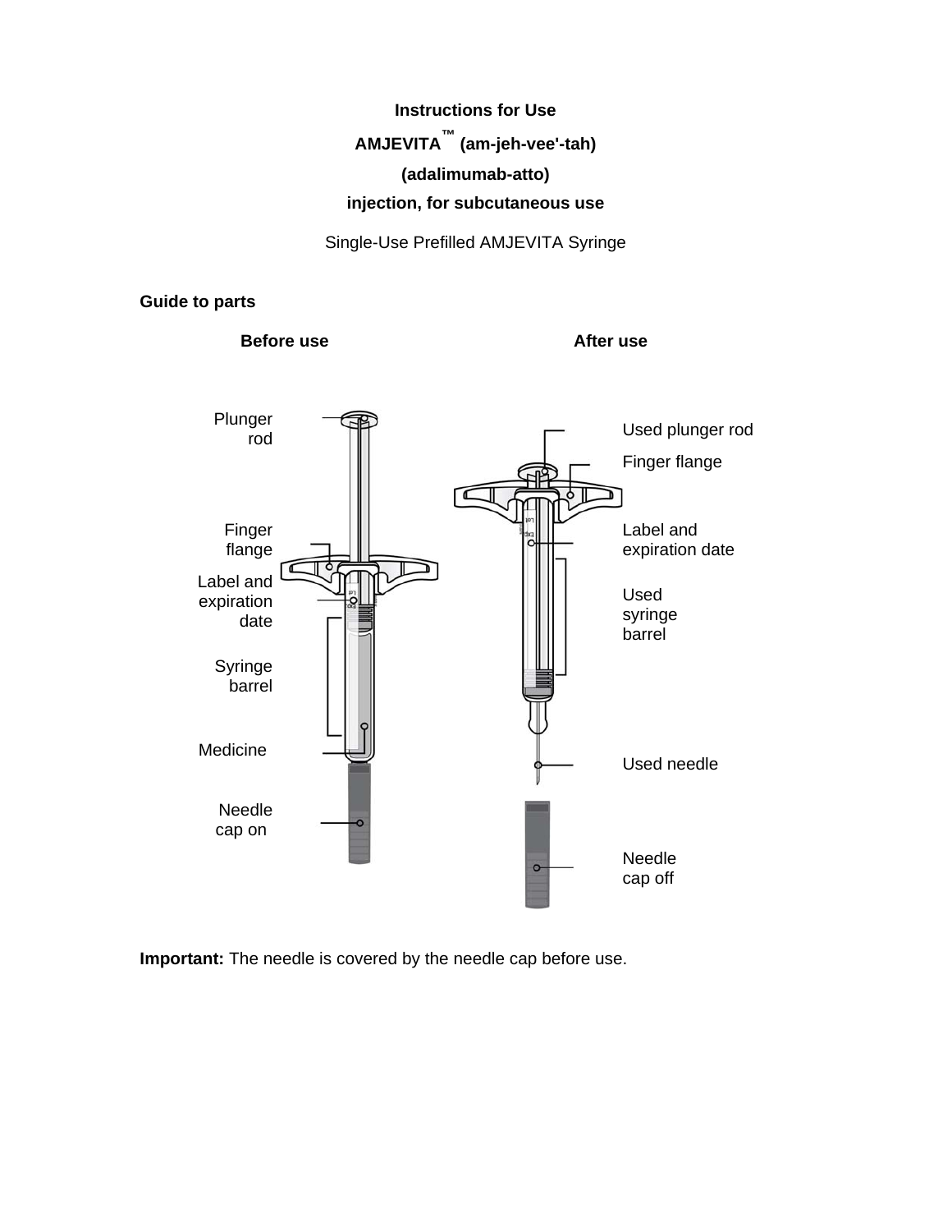**Instructions for Use**

**AMJEVITA™ (am-jeh-vee'-tah)**

**(adalimumab-atto)**

**injection, for subcutaneous use**

Single-Use Prefilled AMJEVITA Syringe

**Guide to parts**

**Before use**

Plunger rod

Finger flange

Label and expiration date

Syringe barrel

Medicine

Needle cap on

**After use**

Used plunger rod

Finger flange

Label and expiration date

Used syringe barrel

Used needle

Needle cap off

**Important:** The needle is covered by the needle cap before use.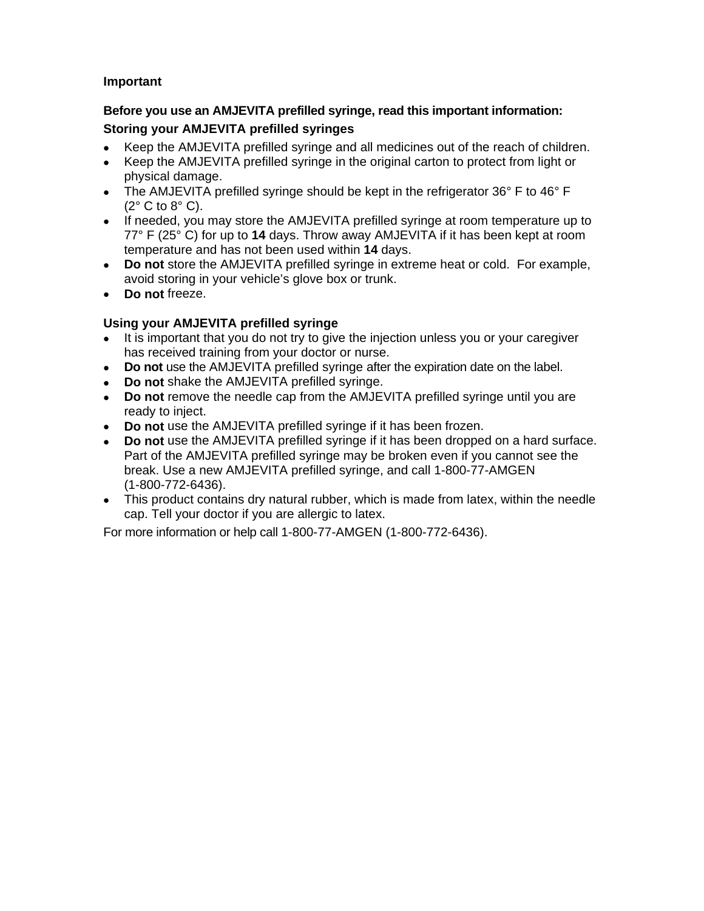**Important**

**Before you use an AMJEVITA prefilled syringe, read this important information:**

**Storing your AMJEVITA prefilled syringes**

- Keep the AMJEVITA prefilled syringe and all medicines out of the reach of children.
- Keep the AMJEVITA prefilled syringe in the original carton to protect from light or physical damage.
- The AMJEVITA prefilled syringe should be kept in the refrigerator 36° F to 46° F (2° C to 8° C).
- If needed, you may store the AMJEVITA prefilled syringe at room temperature up to 77° F (25° C) for up to **14** days. Throw away AMJEVITA if it has been kept at room temperature and has not been used within **14** days.
- **Do not** store the AMJEVITA prefilled syringe in extreme heat or cold. For example, avoid storing in your vehicle's glove box or trunk.
- **Do not** freeze.

**Using your AMJEVITA prefilled syringe**

- It is important that you do not try to give the injection unless you or your caregiver has received training from your doctor or nurse.
- **Do not** use the AMJEVITA prefilled syringe after the expiration date on the label.
- **Do not** shake the AMJEVITA prefilled syringe.
- **Do not** remove the needle cap from the AMJEVITA prefilled syringe until you are ready to inject.
- **Do not** use the AMJEVITA prefilled syringe if it has been frozen.
- **Do not** use the AMJEVITA prefilled syringe if it has been dropped on a hard surface. Part of the AMJEVITA prefilled syringe may be broken even if you cannot see the break. Use a new AMJEVITA prefilled syringe, and call 1-800-77-AMGEN (1-800-772-6436).
- This product contains dry natural rubber, which is made from latex, within the needle cap. Tell your doctor if you are allergic to latex.

For more information or help call 1-800-77-AMGEN (1-800-772-6436).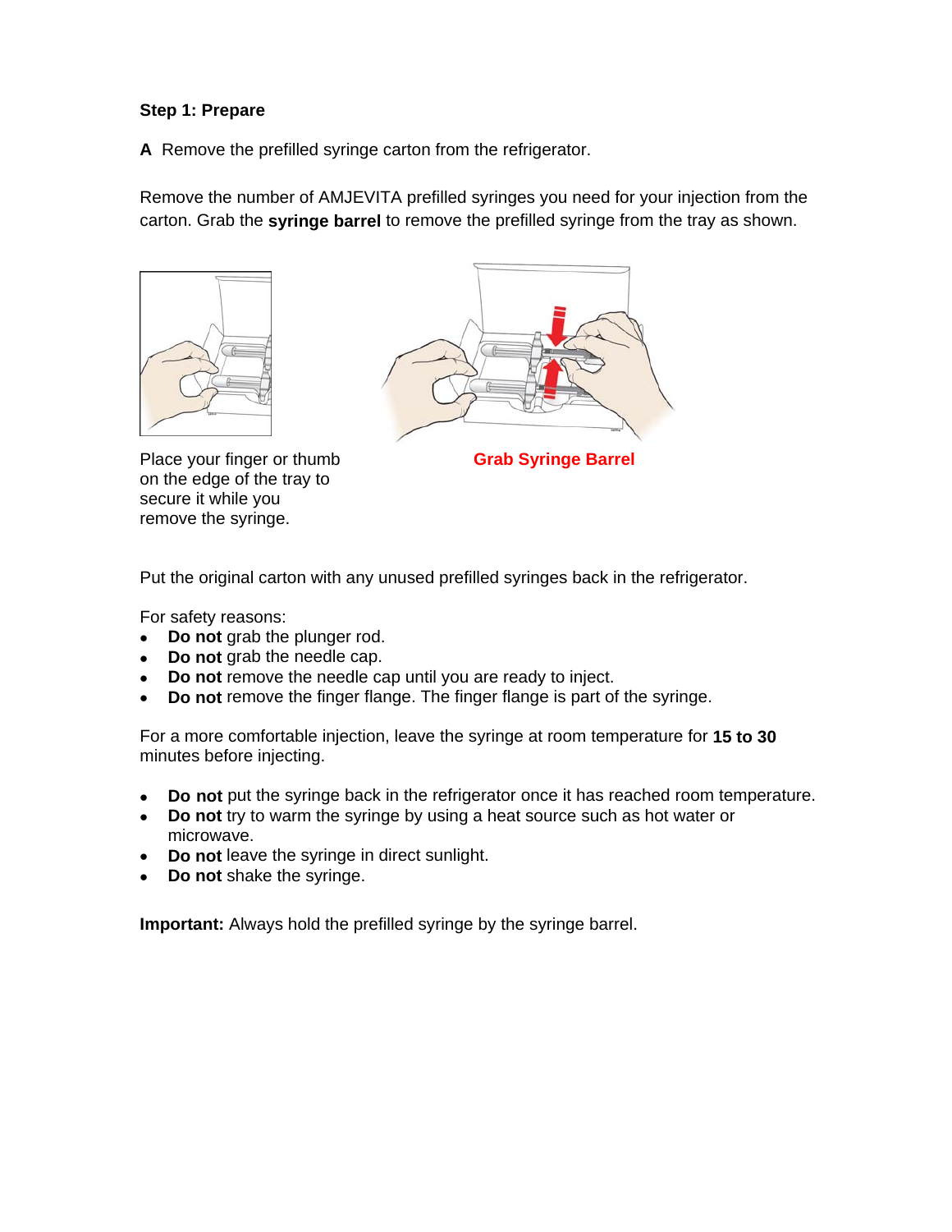**Step 1: Prepare**

**A** Remove the prefilled syringe carton from the refrigerator.

Remove the number of AMJEVITA prefilled syringes you need for your injection from the carton. Grab the **syringe barrel** to remove the prefilled syringe from the tray as shown.

Place your finger or thumb on the edge of the tray to secure it while you remove the syringe.

**Grab Syringe Barrel**

Put the original carton with any unused prefilled syringes back in the refrigerator.

For safety reasons:

- **Do not** grab the plunger rod.
- **Do not** grab the needle cap.
- **Do not** remove the needle cap until you are ready to inject.
- **Do not** remove the finger flange. The finger flange is part of the syringe.

For a more comfortable injection, leave the syringe at room temperature for **15 to 30** minutes before injecting.

- **Do not** put the syringe back in the refrigerator once it has reached room temperature.
- **Do not** try to warm the syringe by using a heat source such as hot water or microwave.
- **Do not** leave the syringe in direct sunlight.
- **Do not** shake the syringe.

**Important:** Always hold the prefilled syringe by the syringe barrel.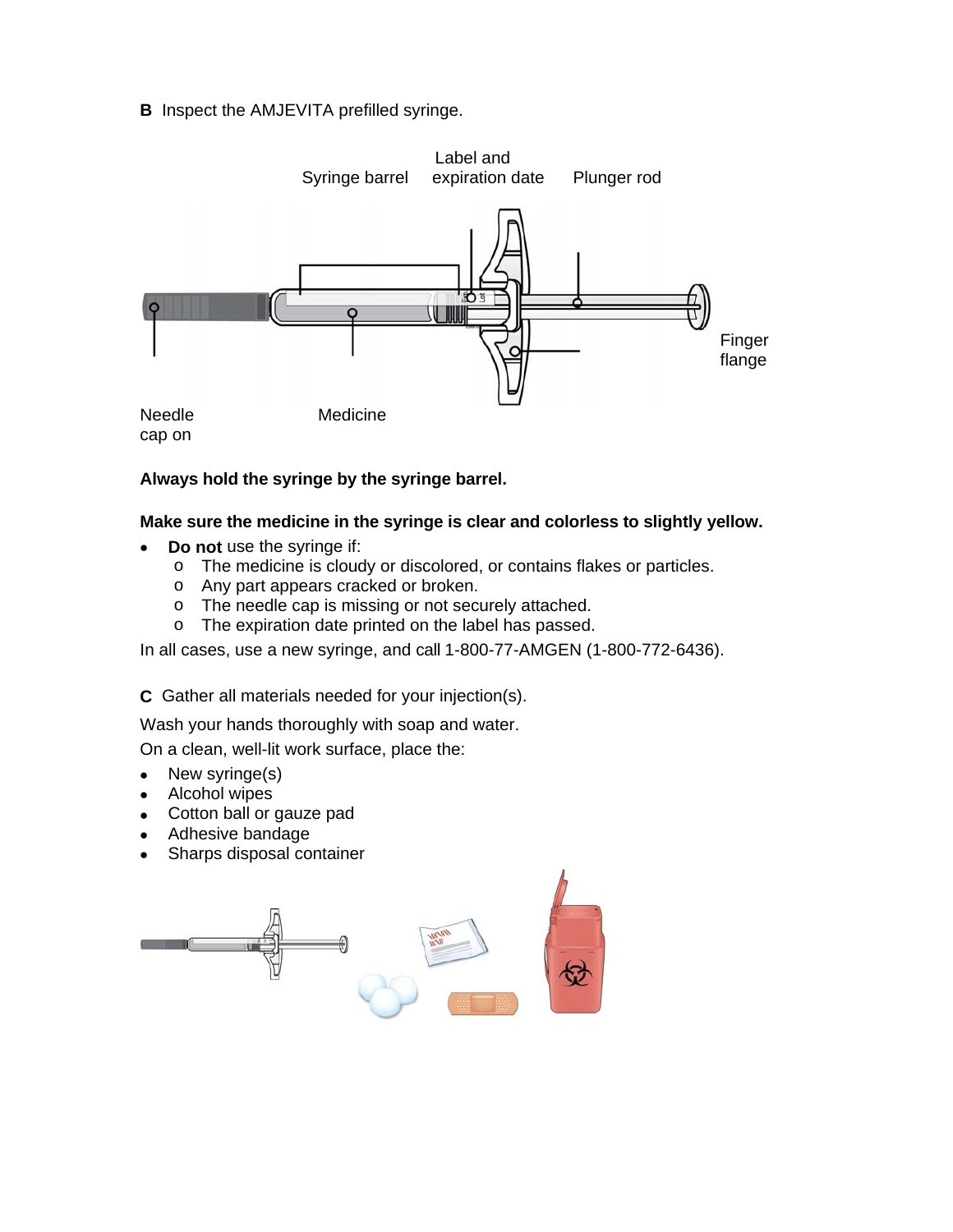**B** Inspect the AMJEVITA prefilled syringe.

Syringe barrel

Label and expiration date

Plunger rod

Finger flange

Needle cap on

Medicine

**Always hold the syringe by the syringe barrel.**

**Make sure the medicine in the syringe is clear and colorless to slightly yellow.**

- **Do not** use the syringe if:
  - The medicine is cloudy or discolored, or contains flakes or particles.
  - Any part appears cracked or broken.
  - The needle cap is missing or not securely attached.
  - The expiration date printed on the label has passed.

In all cases, use a new syringe, and call 1-800-77-AMGEN (1-800-772-6436).

**C** Gather all materials needed for your injection(s).

Wash your hands thoroughly with soap and water.

On a clean, well-lit work surface, place the:

- New syringe(s)
- Alcohol wipes
- Cotton ball or gauze pad
- Adhesive bandage
- Sharps disposal container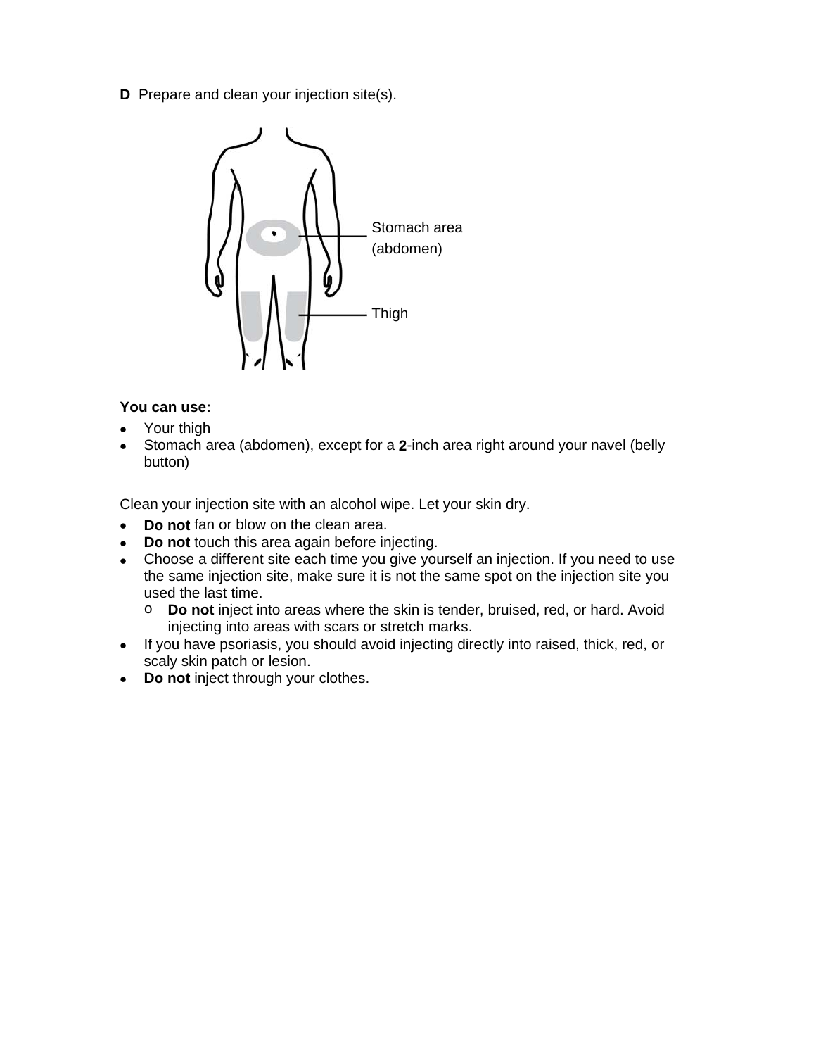**D** Prepare and clean your injection site(s).

Stomach area (abdomen)

Thigh

**You can use:**

- Your thigh
- Stomach area (abdomen), except for a **2**-inch area right around your navel (belly button)

Clean your injection site with an alcohol wipe. Let your skin dry.

- **Do not** fan or blow on the clean area.
- **Do not** touch this area again before injecting.
- Choose a different site each time you give yourself an injection. If you need to use the same injection site, make sure it is not the same spot on the injection site you used the last time.
  - **Do not** inject into areas where the skin is tender, bruised, red, or hard. Avoid injecting into areas with scars or stretch marks.
- If you have psoriasis, you should avoid injecting directly into raised, thick, red, or scaly skin patch or lesion.
- **Do not** inject through your clothes.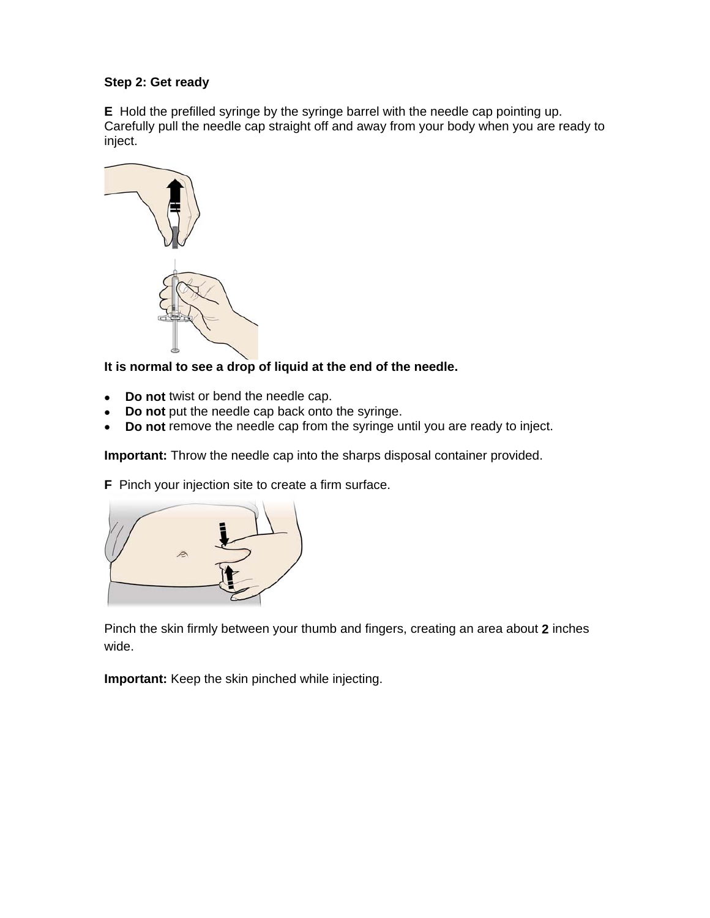**Step 2: Get ready**

**E** Hold the prefilled syringe by the syringe barrel with the needle cap pointing up. Carefully pull the needle cap straight off and away from your body when you are ready to inject.

**It is normal to see a drop of liquid at the end of the needle.**

- **Do not** twist or bend the needle cap.
- **Do not** put the needle cap back onto the syringe.
- **Do not** remove the needle cap from the syringe until you are ready to inject.

**Important:** Throw the needle cap into the sharps disposal container provided.

**F** Pinch your injection site to create a firm surface.

Pinch the skin firmly between your thumb and fingers, creating an area about **2** inches wide.

**Important:** Keep the skin pinched while injecting.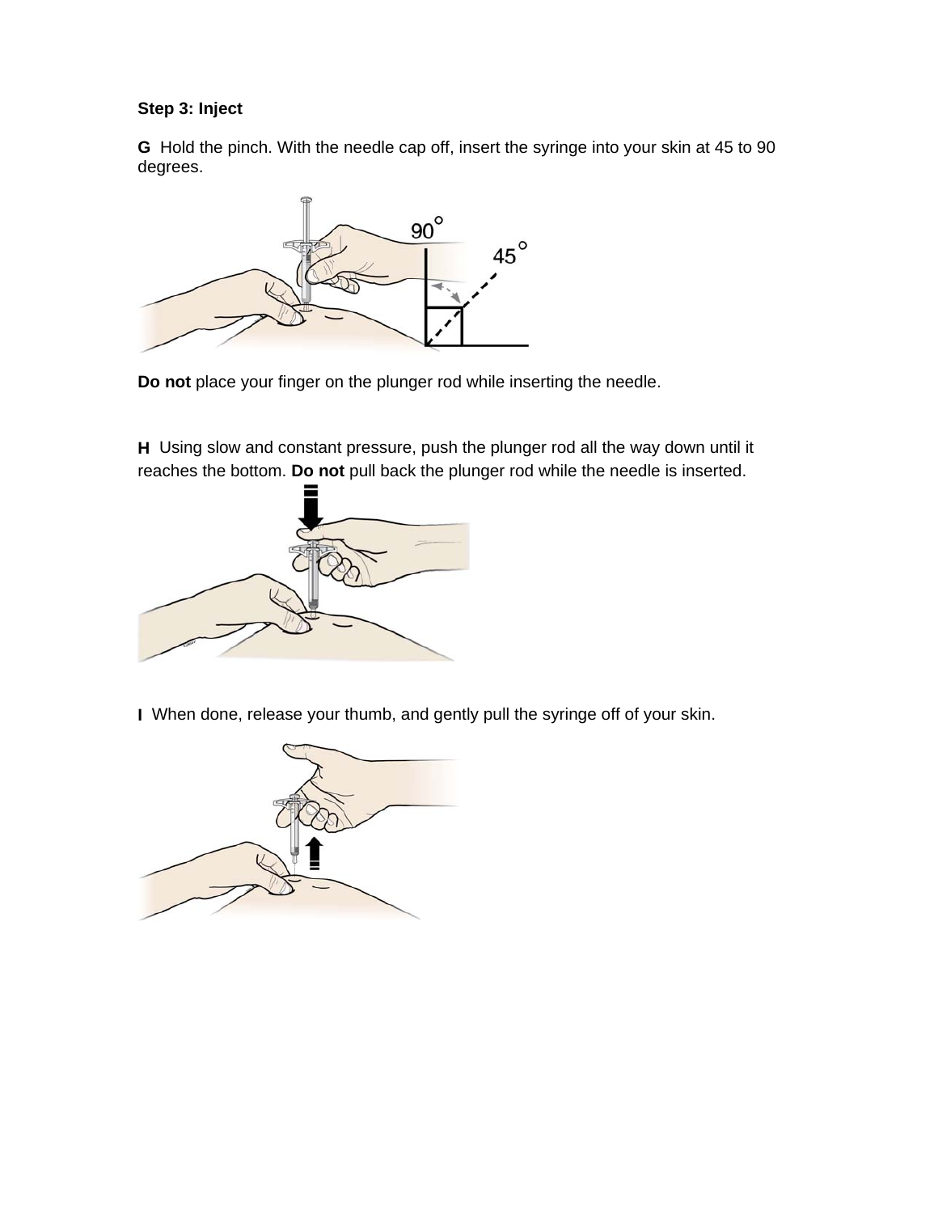**Step 3: Inject**

**G** Hold the pinch. With the needle cap off, insert the syringe into your skin at 45 to 90 degrees.

90°

45°

**Do not** place your finger on the plunger rod while inserting the needle.

**H** Using slow and constant pressure, push the plunger rod all the way down until it reaches the bottom. **Do not** pull back the plunger rod while the needle is inserted.

**I** When done, release your thumb, and gently pull the syringe off of your skin.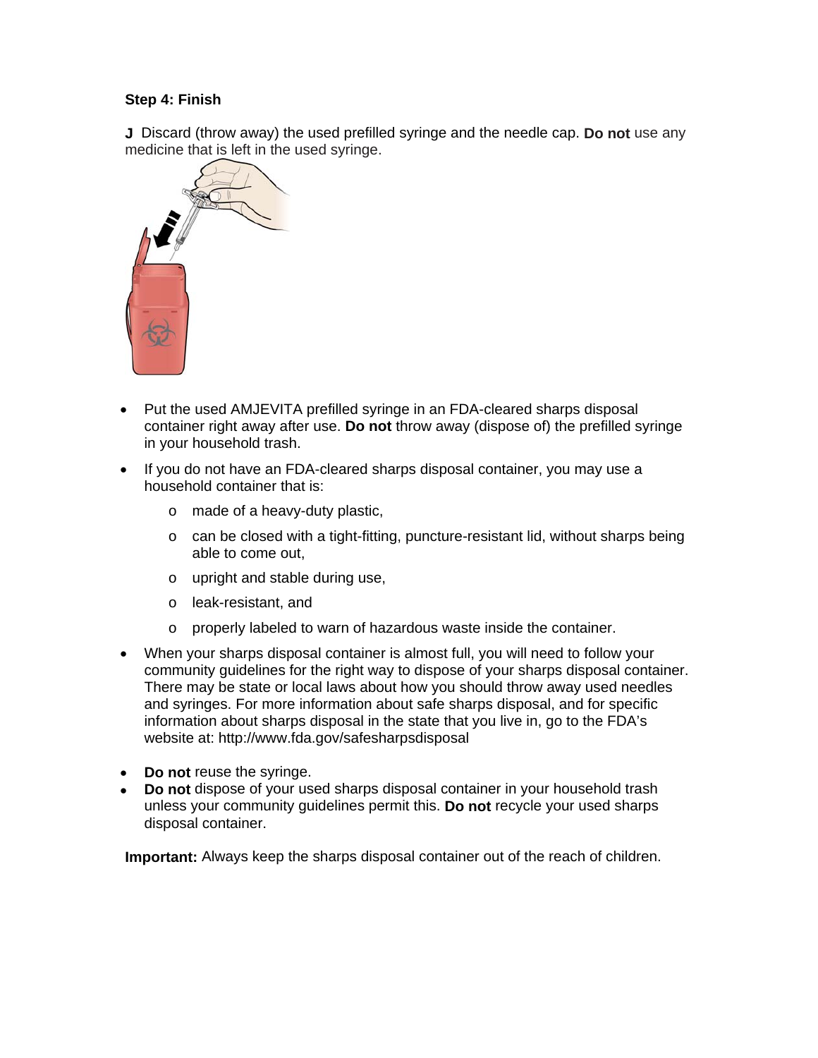**Step 4: Finish**

**J** Discard (throw away) the used prefilled syringe and the needle cap. **Do not** use any medicine that is left in the used syringe.

- Put the used AMJEVITA prefilled syringe in an FDA-cleared sharps disposal container right away after use. **Do not** throw away (dispose of) the prefilled syringe in your household trash.
- If you do not have an FDA-cleared sharps disposal container, you may use a household container that is:
  - made of a heavy-duty plastic,
  - can be closed with a tight-fitting, puncture-resistant lid, without sharps being able to come out,
  - upright and stable during use,
  - leak-resistant, and
  - properly labeled to warn of hazardous waste inside the container.
- When your sharps disposal container is almost full, you will need to follow your community guidelines for the right way to dispose of your sharps disposal container. There may be state or local laws about how you should throw away used needles and syringes. For more information about safe sharps disposal, and for specific information about sharps disposal in the state that you live in, go to the FDA's website at: http://www.fda.gov/safesharpsdisposal
- **Do not** reuse the syringe.
- **Do not** dispose of your used sharps disposal container in your household trash unless your community guidelines permit this. **Do not** recycle your used sharps disposal container.

**Important:** Always keep the sharps disposal container out of the reach of children.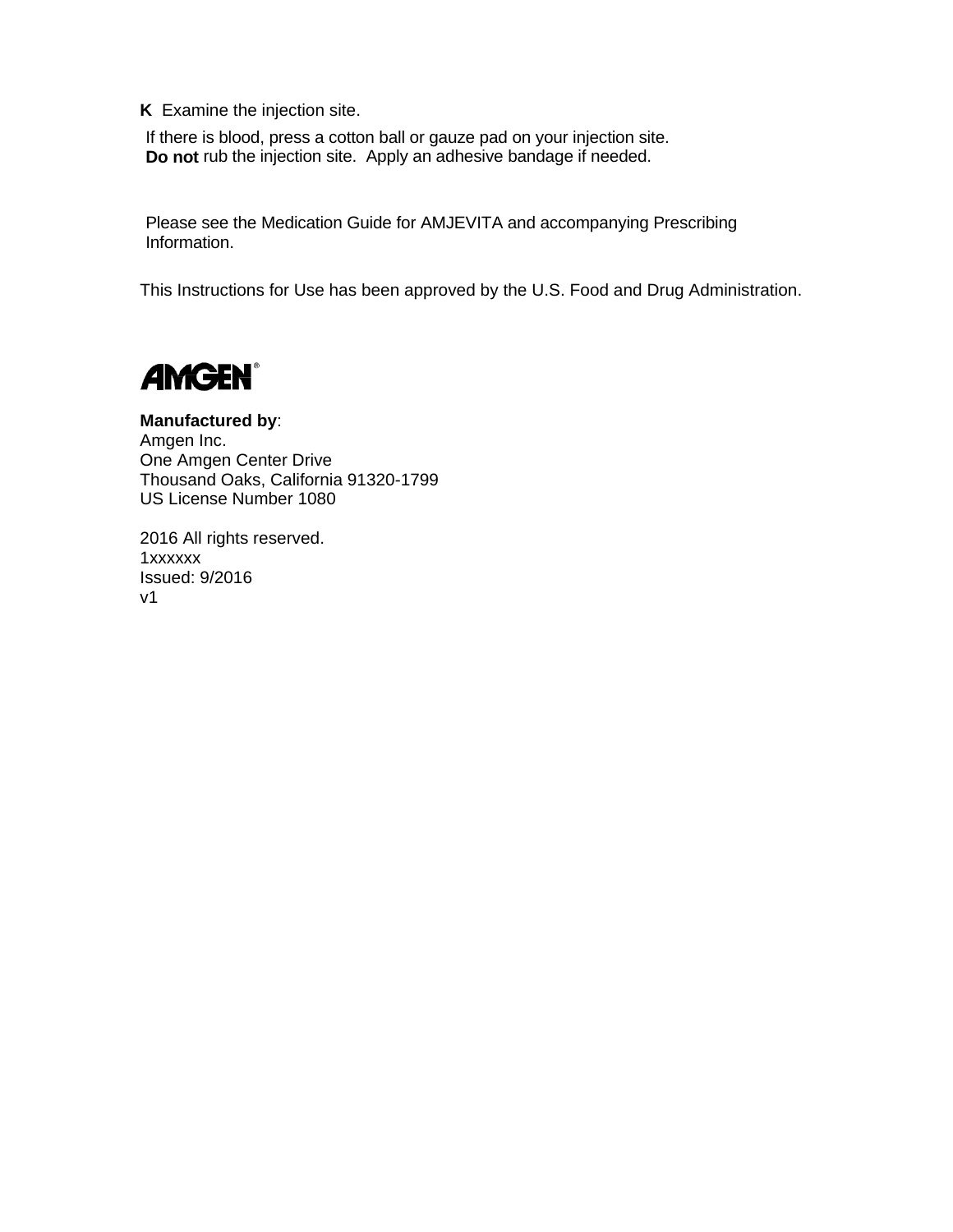**K** Examine the injection site.

If there is blood, press a cotton ball or gauze pad on your injection site.
**Do not** rub the injection site. Apply an adhesive bandage if needed.

Please see the Medication Guide for AMJEVITA and accompanying Prescribing Information.

This Instructions for Use has been approved by the U.S. Food and Drug Administration.

AMGEN®

**Manufactured by**:
Amgen Inc.
One Amgen Center Drive
Thousand Oaks, California 91320-1799
US License Number 1080

2016 All rights reserved.
1xxxxxx
Issued: 9/2016
v1